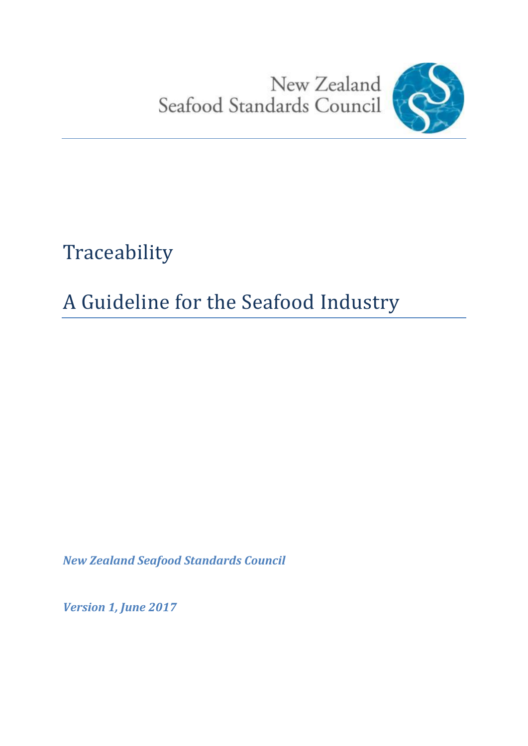New Zealand Seafood Standards Council

# Traceability

# A Guideline for the Seafood Industry

***New Zealand Seafood Standards Council***

***Version 1, June 2017***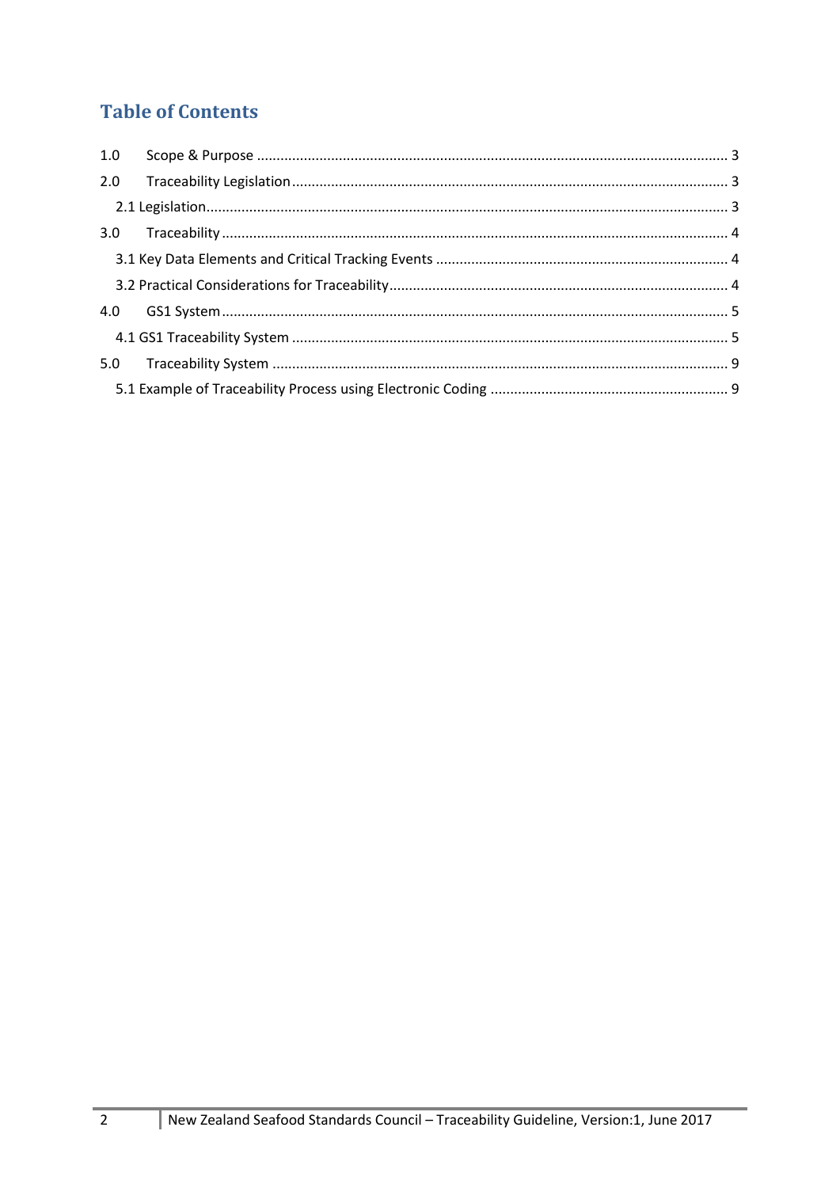## Table of Contents

1.0 Scope & Purpose ........................................................................................................................ 3

2.0 Traceability Legislation ................................................................................................................ 3

- 2.1 Legislation ...................................................................................................................................... 3

3.0 Traceability ................................................................................................................................... 4

- 3.1 Key Data Elements and Critical Tracking Events ........................................................................... 4
- 3.2 Practical Considerations for Traceability ....................................................................................... 4

4.0 GS1 System .................................................................................................................................. 5

- 4.1 GS1 Traceability System ................................................................................................................ 5

5.0 Traceability System ..................................................................................................................... 9

- 5.1 Example of Traceability Process using Electronic Coding ............................................................. 9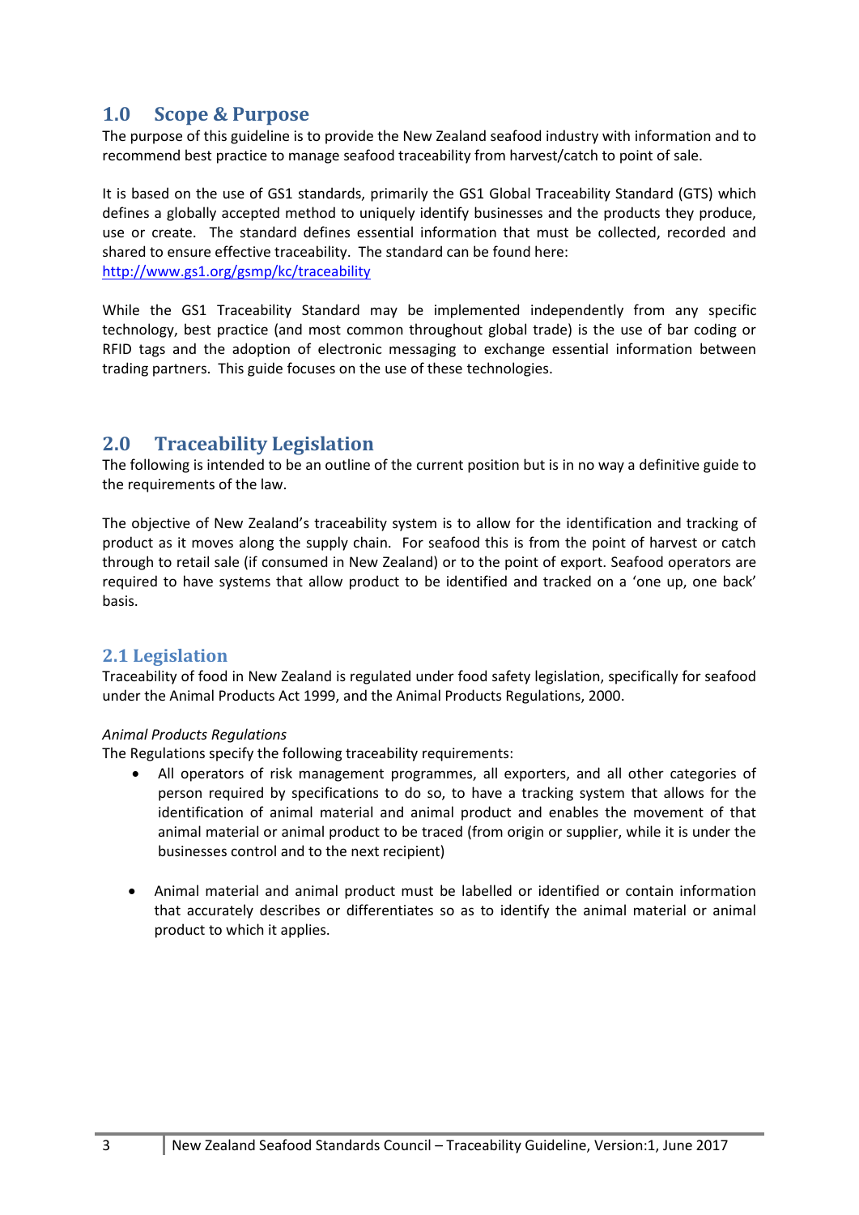## 1.0 Scope & Purpose

The purpose of this guideline is to provide the New Zealand seafood industry with information and to recommend best practice to manage seafood traceability from harvest/catch to point of sale.

It is based on the use of GS1 standards, primarily the GS1 Global Traceability Standard (GTS) which defines a globally accepted method to uniquely identify businesses and the products they produce, use or create. The standard defines essential information that must be collected, recorded and shared to ensure effective traceability. The standard can be found here: [http://www.gs1.org/gsmp/kc/traceability](http://www.gs1.org/gsmp/kc/traceability)

While the GS1 Traceability Standard may be implemented independently from any specific technology, best practice (and most common throughout global trade) is the use of bar coding or RFID tags and the adoption of electronic messaging to exchange essential information between trading partners. This guide focuses on the use of these technologies.

## 2.0 Traceability Legislation

The following is intended to be an outline of the current position but is in no way a definitive guide to the requirements of the law.

The objective of New Zealand's traceability system is to allow for the identification and tracking of product as it moves along the supply chain. For seafood this is from the point of harvest or catch through to retail sale (if consumed in New Zealand) or to the point of export. Seafood operators are required to have systems that allow product to be identified and tracked on a 'one up, one back' basis.

### 2.1 Legislation

Traceability of food in New Zealand is regulated under food safety legislation, specifically for seafood under the Animal Products Act 1999, and the Animal Products Regulations, 2000.

*Animal Products Regulations*

The Regulations specify the following traceability requirements:

- All operators of risk management programmes, all exporters, and all other categories of person required by specifications to do so, to have a tracking system that allows for the identification of animal material and animal product and enables the movement of that animal material or animal product to be traced (from origin or supplier, while it is under the businesses control and to the next recipient)

- Animal material and animal product must be labelled or identified or contain information that accurately describes or differentiates so as to identify the animal material or animal product to which it applies.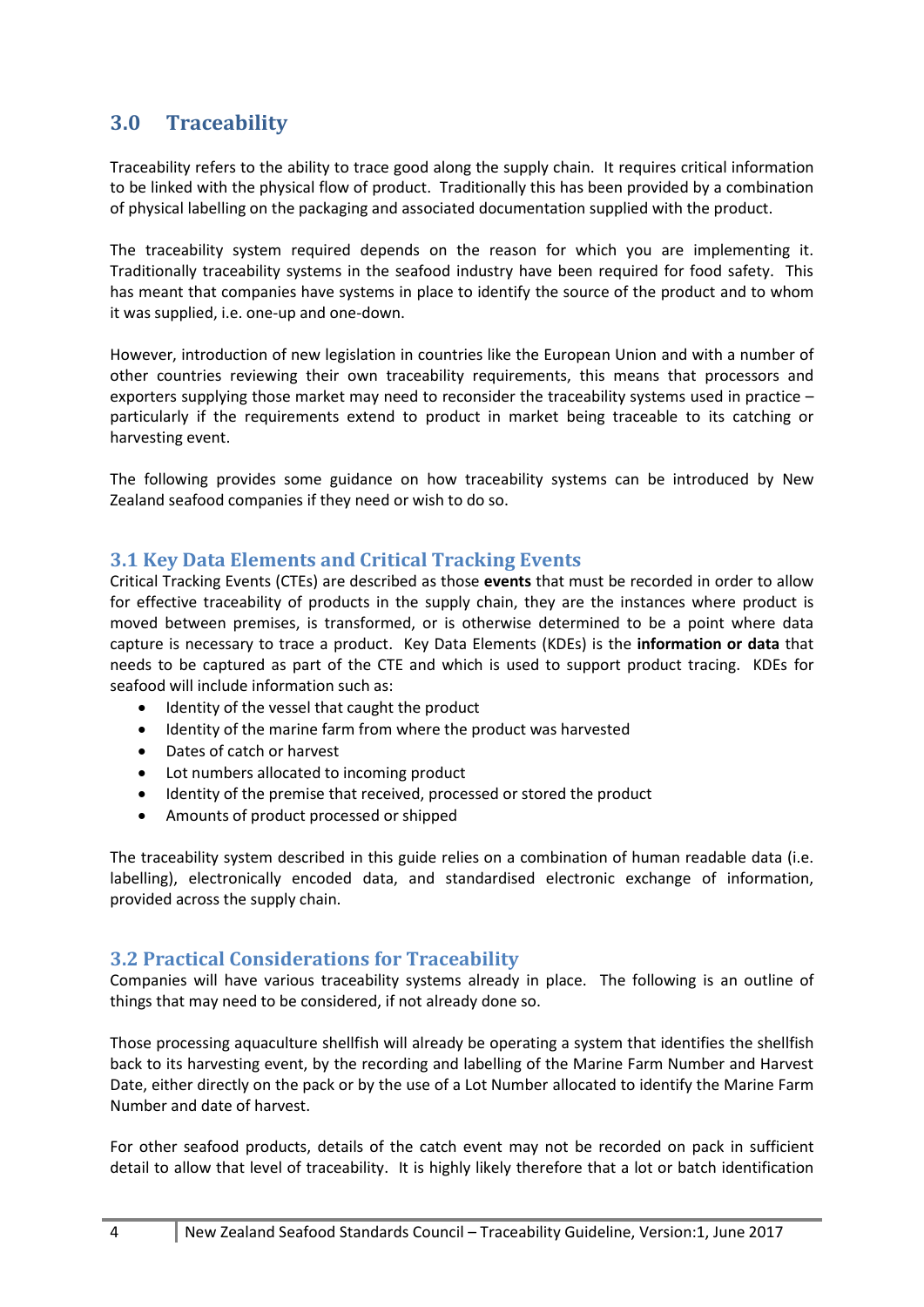## 3.0 Traceability

Traceability refers to the ability to trace good along the supply chain. It requires critical information to be linked with the physical flow of product. Traditionally this has been provided by a combination of physical labelling on the packaging and associated documentation supplied with the product.

The traceability system required depends on the reason for which you are implementing it. Traditionally traceability systems in the seafood industry have been required for food safety. This has meant that companies have systems in place to identify the source of the product and to whom it was supplied, i.e. one-up and one-down.

However, introduction of new legislation in countries like the European Union and with a number of other countries reviewing their own traceability requirements, this means that processors and exporters supplying those market may need to reconsider the traceability systems used in practice – particularly if the requirements extend to product in market being traceable to its catching or harvesting event.

The following provides some guidance on how traceability systems can be introduced by New Zealand seafood companies if they need or wish to do so.

### 3.1 Key Data Elements and Critical Tracking Events

Critical Tracking Events (CTEs) are described as those **events** that must be recorded in order to allow for effective traceability of products in the supply chain, they are the instances where product is moved between premises, is transformed, or is otherwise determined to be a point where data capture is necessary to trace a product. Key Data Elements (KDEs) is the **information or data** that needs to be captured as part of the CTE and which is used to support product tracing. KDEs for seafood will include information such as:

- Identity of the vessel that caught the product
- Identity of the marine farm from where the product was harvested
- Dates of catch or harvest
- Lot numbers allocated to incoming product
- Identity of the premise that received, processed or stored the product
- Amounts of product processed or shipped

The traceability system described in this guide relies on a combination of human readable data (i.e. labelling), electronically encoded data, and standardised electronic exchange of information, provided across the supply chain.

### 3.2 Practical Considerations for Traceability

Companies will have various traceability systems already in place. The following is an outline of things that may need to be considered, if not already done so.

Those processing aquaculture shellfish will already be operating a system that identifies the shellfish back to its harvesting event, by the recording and labelling of the Marine Farm Number and Harvest Date, either directly on the pack or by the use of a Lot Number allocated to identify the Marine Farm Number and date of harvest.

For other seafood products, details of the catch event may not be recorded on pack in sufficient detail to allow that level of traceability. It is highly likely therefore that a lot or batch identification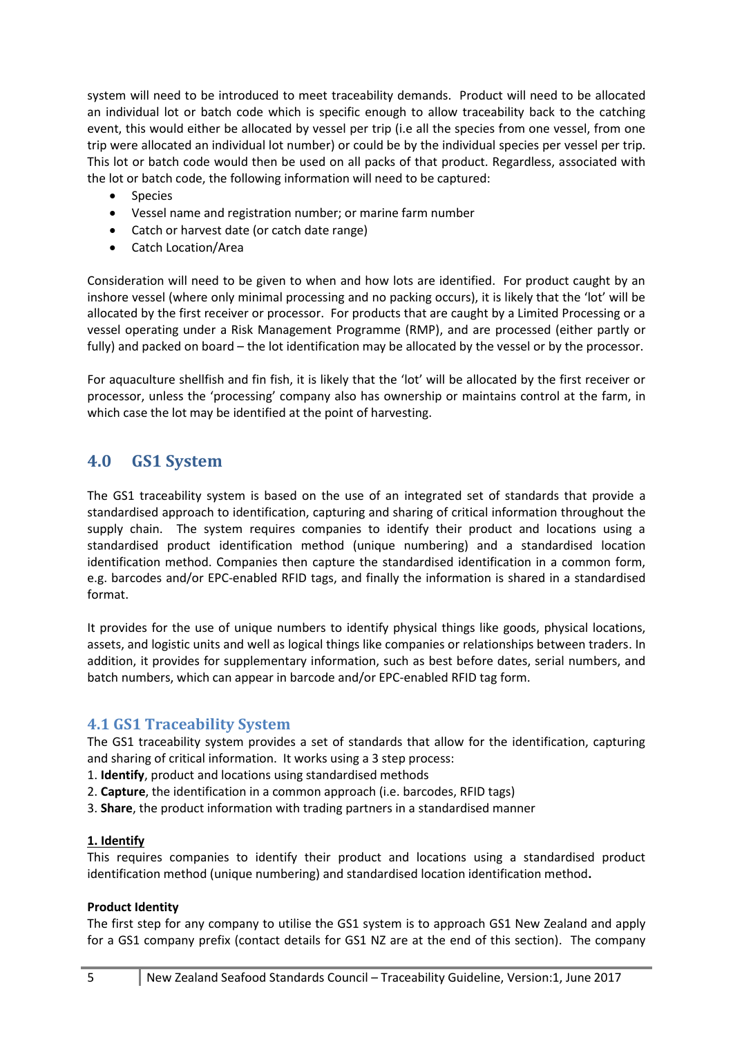system will need to be introduced to meet traceability demands. Product will need to be allocated an individual lot or batch code which is specific enough to allow traceability back to the catching event, this would either be allocated by vessel per trip (i.e all the species from one vessel, from one trip were allocated an individual lot number) or could be by the individual species per vessel per trip. This lot or batch code would then be used on all packs of that product. Regardless, associated with the lot or batch code, the following information will need to be captured:

- Species
- Vessel name and registration number; or marine farm number
- Catch or harvest date (or catch date range)
- Catch Location/Area

Consideration will need to be given to when and how lots are identified. For product caught by an inshore vessel (where only minimal processing and no packing occurs), it is likely that the 'lot' will be allocated by the first receiver or processor. For products that are caught by a Limited Processing or a vessel operating under a Risk Management Programme (RMP), and are processed (either partly or fully) and packed on board – the lot identification may be allocated by the vessel or by the processor.

For aquaculture shellfish and fin fish, it is likely that the 'lot' will be allocated by the first receiver or processor, unless the 'processing' company also has ownership or maintains control at the farm, in which case the lot may be identified at the point of harvesting.

## 4.0 GS1 System

The GS1 traceability system is based on the use of an integrated set of standards that provide a standardised approach to identification, capturing and sharing of critical information throughout the supply chain. The system requires companies to identify their product and locations using a standardised product identification method (unique numbering) and a standardised location identification method. Companies then capture the standardised identification in a common form, e.g. barcodes and/or EPC-enabled RFID tags, and finally the information is shared in a standardised format.

It provides for the use of unique numbers to identify physical things like goods, physical locations, assets, and logistic units and well as logical things like companies or relationships between traders. In addition, it provides for supplementary information, such as best before dates, serial numbers, and batch numbers, which can appear in barcode and/or EPC-enabled RFID tag form.

### 4.1 GS1 Traceability System

The GS1 traceability system provides a set of standards that allow for the identification, capturing and sharing of critical information. It works using a 3 step process:

1. **Identify**, product and locations using standardised methods
2. **Capture**, the identification in a common approach (i.e. barcodes, RFID tags)
3. **Share**, the product information with trading partners in a standardised manner

**1. Identify**

This requires companies to identify their product and locations using a standardised product identification method (unique numbering) and standardised location identification method**.**

**Product Identity**

The first step for any company to utilise the GS1 system is to approach GS1 New Zealand and apply for a GS1 company prefix (contact details for GS1 NZ are at the end of this section). The company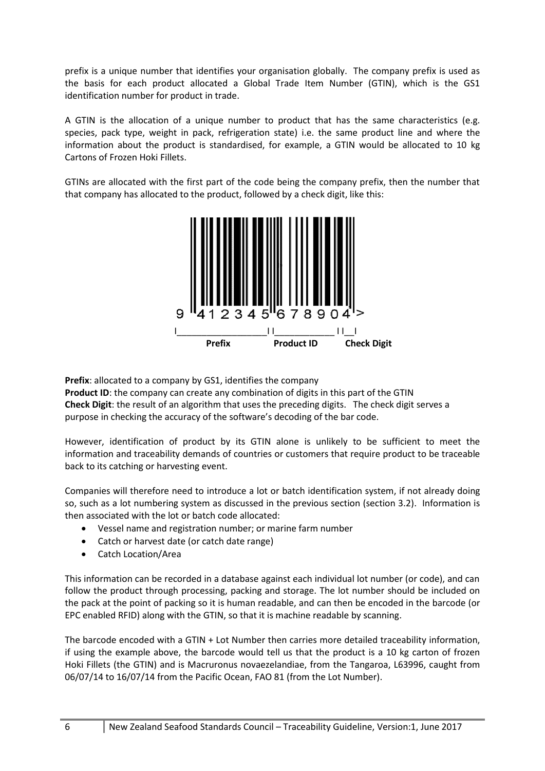prefix is a unique number that identifies your organisation globally. The company prefix is used as the basis for each product allocated a Global Trade Item Number (GTIN), which is the GS1 identification number for product in trade.

A GTIN is the allocation of a unique number to product that has the same characteristics (e.g. species, pack type, weight in pack, refrigeration state) i.e. the same product line and where the information about the product is standardised, for example, a GTIN would be allocated to 10 kg Cartons of Frozen Hoki Fillets.

GTINs are allocated with the first part of the code being the company prefix, then the number that that company has allocated to the product, followed by a check digit, like this:

9 412345 678904 >

**Prefix** | **Product ID** | **Check Digit**

**Prefix**: allocated to a company by GS1, identifies the company
**Product ID**: the company can create any combination of digits in this part of the GTIN
**Check Digit**: the result of an algorithm that uses the preceding digits. The check digit serves a purpose in checking the accuracy of the software's decoding of the bar code.

However, identification of product by its GTIN alone is unlikely to be sufficient to meet the information and traceability demands of countries or customers that require product to be traceable back to its catching or harvesting event.

Companies will therefore need to introduce a lot or batch identification system, if not already doing so, such as a lot numbering system as discussed in the previous section (section 3.2). Information is then associated with the lot or batch code allocated:

- Vessel name and registration number; or marine farm number
- Catch or harvest date (or catch date range)
- Catch Location/Area

This information can be recorded in a database against each individual lot number (or code), and can follow the product through processing, packing and storage. The lot number should be included on the pack at the point of packing so it is human readable, and can then be encoded in the barcode (or EPC enabled RFID) along with the GTIN, so that it is machine readable by scanning.

The barcode encoded with a GTIN + Lot Number then carries more detailed traceability information, if using the example above, the barcode would tell us that the product is a 10 kg carton of frozen Hoki Fillets (the GTIN) and is Macruronus novaezelandiae, from the Tangaroa, L63996, caught from 06/07/14 to 16/07/14 from the Pacific Ocean, FAO 81 (from the Lot Number).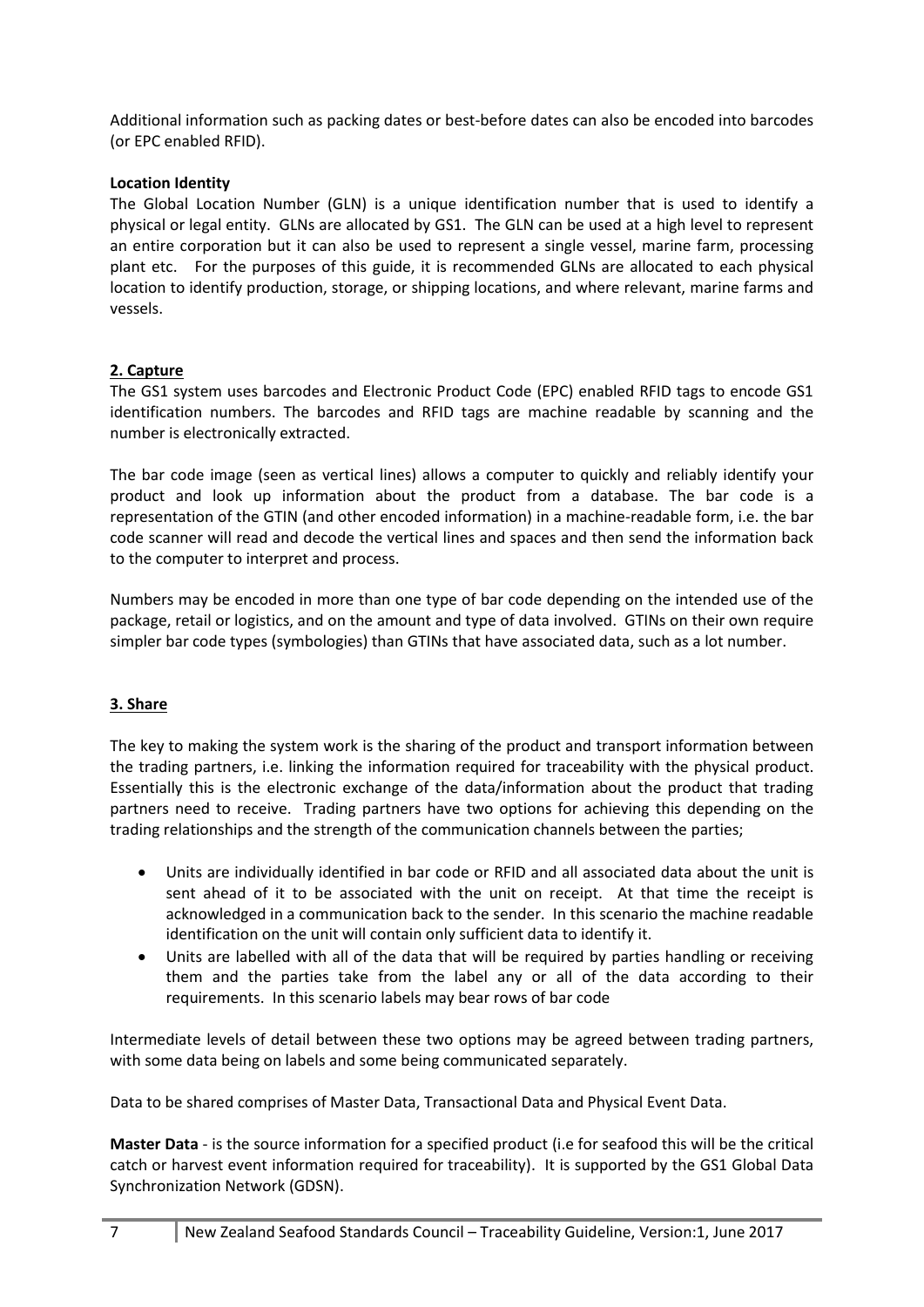Additional information such as packing dates or best-before dates can also be encoded into barcodes (or EPC enabled RFID).

**Location Identity**

The Global Location Number (GLN) is a unique identification number that is used to identify a physical or legal entity. GLNs are allocated by GS1. The GLN can be used at a high level to represent an entire corporation but it can also be used to represent a single vessel, marine farm, processing plant etc. For the purposes of this guide, it is recommended GLNs are allocated to each physical location to identify production, storage, or shipping locations, and where relevant, marine farms and vessels.

## 2. Capture

The GS1 system uses barcodes and Electronic Product Code (EPC) enabled RFID tags to encode GS1 identification numbers. The barcodes and RFID tags are machine readable by scanning and the number is electronically extracted.

The bar code image (seen as vertical lines) allows a computer to quickly and reliably identify your product and look up information about the product from a database. The bar code is a representation of the GTIN (and other encoded information) in a machine-readable form, i.e. the bar code scanner will read and decode the vertical lines and spaces and then send the information back to the computer to interpret and process.

Numbers may be encoded in more than one type of bar code depending on the intended use of the package, retail or logistics, and on the amount and type of data involved. GTINs on their own require simpler bar code types (symbologies) than GTINs that have associated data, such as a lot number.

## 3. Share

The key to making the system work is the sharing of the product and transport information between the trading partners, i.e. linking the information required for traceability with the physical product. Essentially this is the electronic exchange of the data/information about the product that trading partners need to receive. Trading partners have two options for achieving this depending on the trading relationships and the strength of the communication channels between the parties;

- Units are individually identified in bar code or RFID and all associated data about the unit is sent ahead of it to be associated with the unit on receipt. At that time the receipt is acknowledged in a communication back to the sender. In this scenario the machine readable identification on the unit will contain only sufficient data to identify it.
- Units are labelled with all of the data that will be required by parties handling or receiving them and the parties take from the label any or all of the data according to their requirements. In this scenario labels may bear rows of bar code

Intermediate levels of detail between these two options may be agreed between trading partners, with some data being on labels and some being communicated separately.

Data to be shared comprises of Master Data, Transactional Data and Physical Event Data.

**Master Data** - is the source information for a specified product (i.e for seafood this will be the critical catch or harvest event information required for traceability). It is supported by the GS1 Global Data Synchronization Network (GDSN).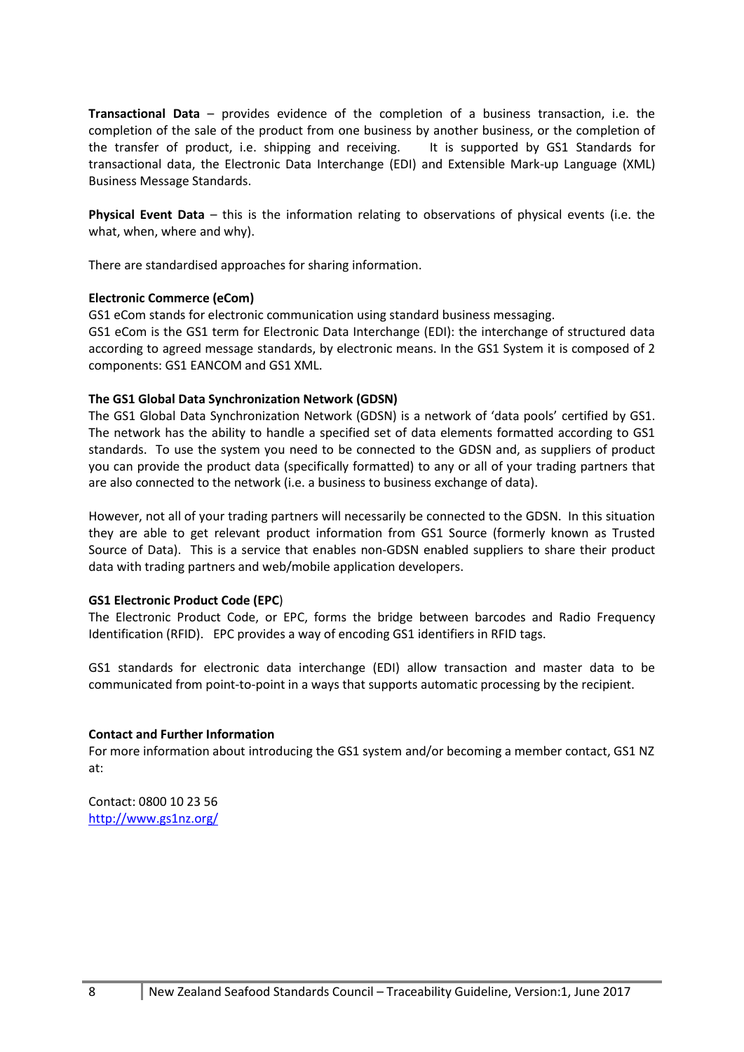**Transactional Data** – provides evidence of the completion of a business transaction, i.e. the completion of the sale of the product from one business by another business, or the completion of the transfer of product, i.e. shipping and receiving. It is supported by GS1 Standards for transactional data, the Electronic Data Interchange (EDI) and Extensible Mark-up Language (XML) Business Message Standards.

**Physical Event Data** – this is the information relating to observations of physical events (i.e. the what, when, where and why).

There are standardised approaches for sharing information.

**Electronic Commerce (eCom)**

GS1 eCom stands for electronic communication using standard business messaging.
GS1 eCom is the GS1 term for Electronic Data Interchange (EDI): the interchange of structured data according to agreed message standards, by electronic means. In the GS1 System it is composed of 2 components: GS1 EANCOM and GS1 XML.

**The GS1 Global Data Synchronization Network (GDSN)**

The GS1 Global Data Synchronization Network (GDSN) is a network of 'data pools' certified by GS1. The network has the ability to handle a specified set of data elements formatted according to GS1 standards. To use the system you need to be connected to the GDSN and, as suppliers of product you can provide the product data (specifically formatted) to any or all of your trading partners that are also connected to the network (i.e. a business to business exchange of data).

However, not all of your trading partners will necessarily be connected to the GDSN. In this situation they are able to get relevant product information from GS1 Source (formerly known as Trusted Source of Data). This is a service that enables non-GDSN enabled suppliers to share their product data with trading partners and web/mobile application developers.

**GS1 Electronic Product Code (EPC)**

The Electronic Product Code, or EPC, forms the bridge between barcodes and Radio Frequency Identification (RFID). EPC provides a way of encoding GS1 identifiers in RFID tags.

GS1 standards for electronic data interchange (EDI) allow transaction and master data to be communicated from point-to-point in a ways that supports automatic processing by the recipient.

**Contact and Further Information**

For more information about introducing the GS1 system and/or becoming a member contact, GS1 NZ at:

Contact: 0800 10 23 56
http://www.gs1nz.org/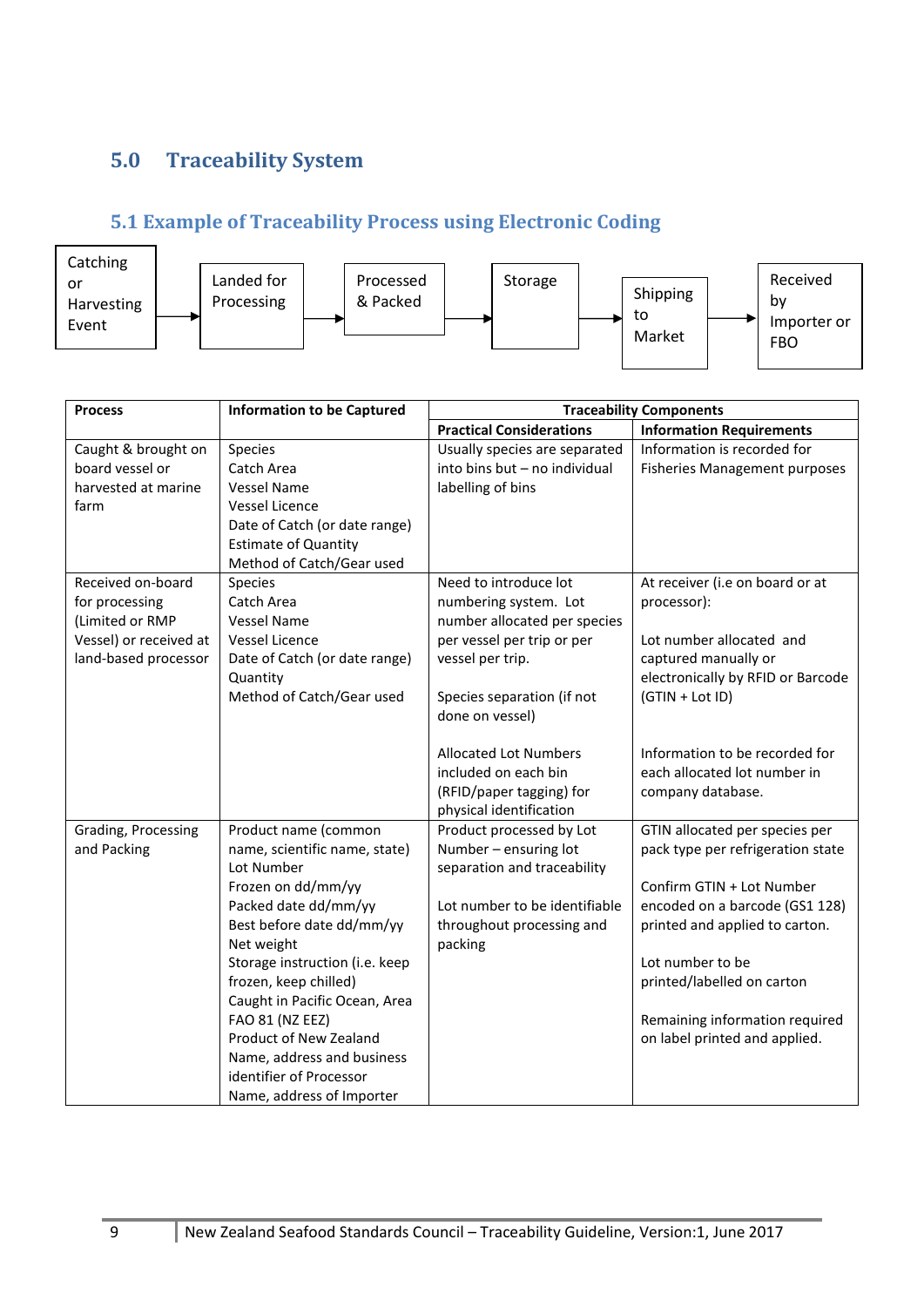## 5.0 Traceability System

### 5.1 Example of Traceability Process using Electronic Coding

Catching or Harvesting Event → Landed for Processing → Processed & Packed → Storage → Shipping to Market → Received by Importer or FBO

| Process | Information to be Captured | Traceability Components | |
|---|---|---|---|
| | | **Practical Considerations** | **Information Requirements** |
| Caught & brought on board vessel or harvested at marine farm | Species<br>Catch Area<br>Vessel Name<br>Vessel Licence<br>Date of Catch (or date range)<br>Estimate of Quantity<br>Method of Catch/Gear used | Usually species are separated into bins but – no individual labelling of bins | Information is recorded for Fisheries Management purposes |
| Received on-board for processing (Limited or RMP Vessel) or received at land-based processor | Species<br>Catch Area<br>Vessel Name<br>Vessel Licence<br>Date of Catch (or date range)<br>Quantity<br>Method of Catch/Gear used | Need to introduce lot numbering system. Lot number allocated per species per vessel per trip or per vessel per trip.<br><br>Species separation (if not done on vessel)<br><br>Allocated Lot Numbers included on each bin (RFID/paper tagging) for physical identification | At receiver (i.e on board or at processor):<br><br>Lot number allocated and captured manually or electronically by RFID or Barcode (GTIN + Lot ID)<br><br>Information to be recorded for each allocated lot number in company database. |
| Grading, Processing and Packing | Product name (common name, scientific name, state)<br>Lot Number<br>Frozen on dd/mm/yy<br>Packed date dd/mm/yy<br>Best before date dd/mm/yy<br>Net weight<br>Storage instruction (i.e. keep frozen, keep chilled)<br>Caught in Pacific Ocean, Area FAO 81 (NZ EEZ)<br>Product of New Zealand<br>Name, address and business identifier of Processor<br>Name, address of Importer | Product processed by Lot Number – ensuring lot separation and traceability<br><br>Lot number to be identifiable throughout processing and packing | GTIN allocated per species per pack type per refrigeration state<br><br>Confirm GTIN + Lot Number encoded on a barcode (GS1 128) printed and applied to carton.<br><br>Lot number to be printed/labelled on carton<br><br>Remaining information required on label printed and applied. |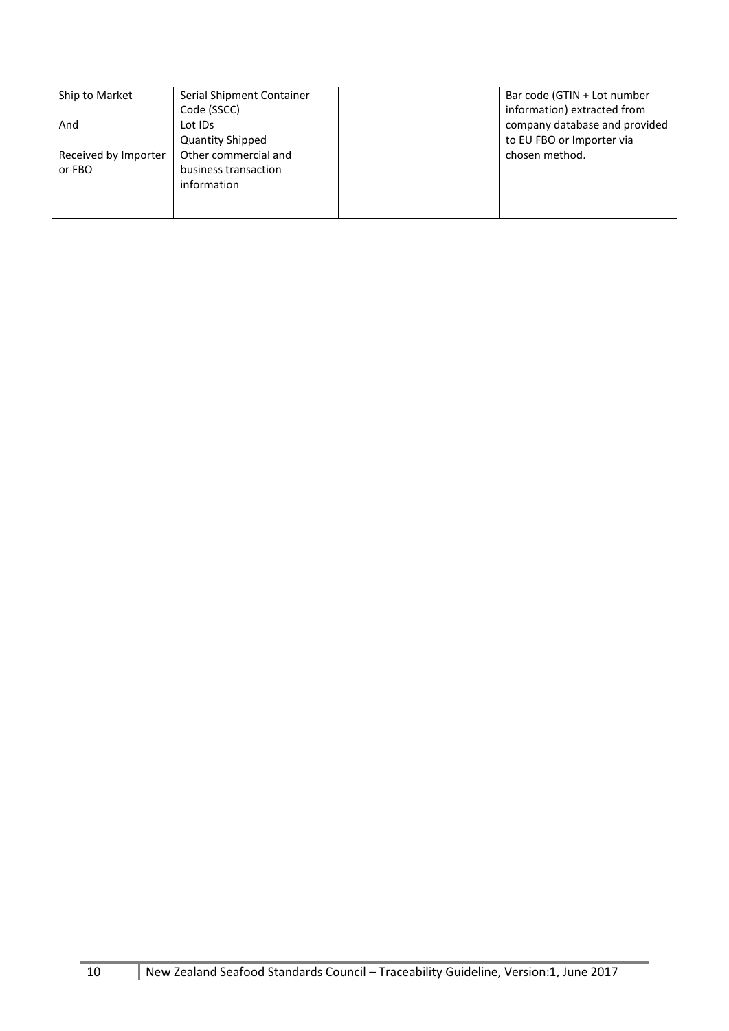| | | | |
|---|---|---|---|
| Ship to Market<br><br>And<br><br>Received by Importer or FBO | Serial Shipment Container Code (SSCC)<br>Lot IDs<br>Quantity Shipped<br>Other commercial and business transaction information | | Bar code (GTIN + Lot number information) extracted from company database and provided to EU FBO or Importer via chosen method. |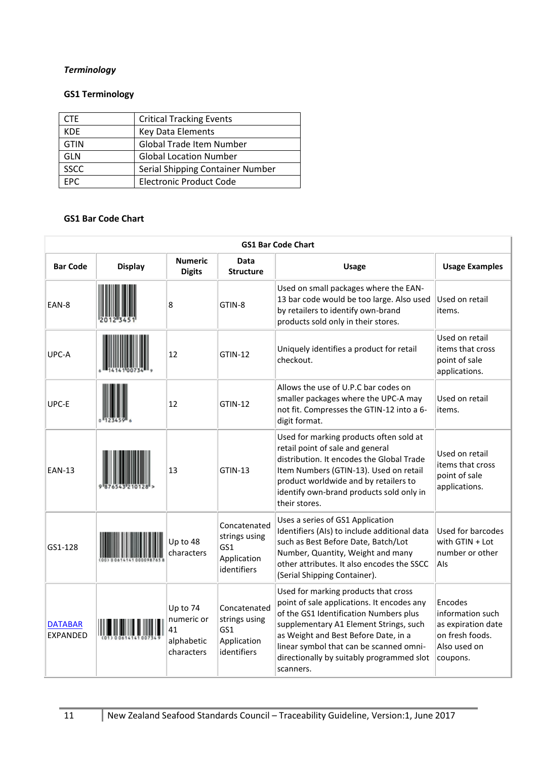*Terminology*

**GS1 Terminology**

| CTE | Critical Tracking Events |
|---|---|
| KDE | Key Data Elements |
| GTIN | Global Trade Item Number |
| GLN | Global Location Number |
| SSCC | Serial Shipping Container Number |
| EPC | Electronic Product Code |

**GS1 Bar Code Chart**

| Bar Code | Display | Numeric Digits | Data Structure | Usage | Usage Examples |
|---|---|---|---|---|---|
| EAN-8 | 2012 3451 | 8 | GTIN-8 | Used on small packages where the EAN-13 bar code would be too large. Also used by retailers to identify own-brand products sold only in their stores. | Used on retail items. |
| UPC-A | 6 14141 00734 9 | 12 | GTIN-12 | Uniquely identifies a product for retail checkout. | Used on retail items that cross point of sale applications. |
| UPC-E | 0 123459 6 | 12 | GTIN-12 | Allows the use of U.P.C bar codes on smaller packages where the UPC-A may not fit. Compresses the GTIN-12 into a 6-digit format. | Used on retail items. |
| EAN-13 | 9 876543 210128 > | 13 | GTIN-13 | Used for marking products often sold at retail point of sale and general distribution. It encodes the Global Trade Item Numbers (GTIN-13). Used on retail product worldwide and by retailers to identify own-brand products sold only in their stores. | Used on retail items that cross point of sale applications. |
| GS1-128 | (00) 0 0614141 000098765 8 | Up to 48 characters | Concatenated strings using GS1 Application identifiers | Uses a series of GS1 Application Identifiers (AIs) to include additional data such as Best Before Date, Batch/Lot Number, Quantity, Weight and many other attributes. It also encodes the SSCC (Serial Shipping Container). | Used for barcodes with GTIN + Lot number or other AIs |
| DATABAR EXPANDED | (01) 0 0614141 00734 9 | Up to 74 numeric or 41 alphabetic characters | Concatenated strings using GS1 Application identifiers | Used for marking products that cross point of sale applications. It encodes any of the GS1 Identification Numbers plus supplementary A1 Element Strings, such as Weight and Best Before Date, in a linear symbol that can be scanned omni-directionally by suitably programmed slot scanners. | Encodes information such as expiration date on fresh foods. Also used on coupons. |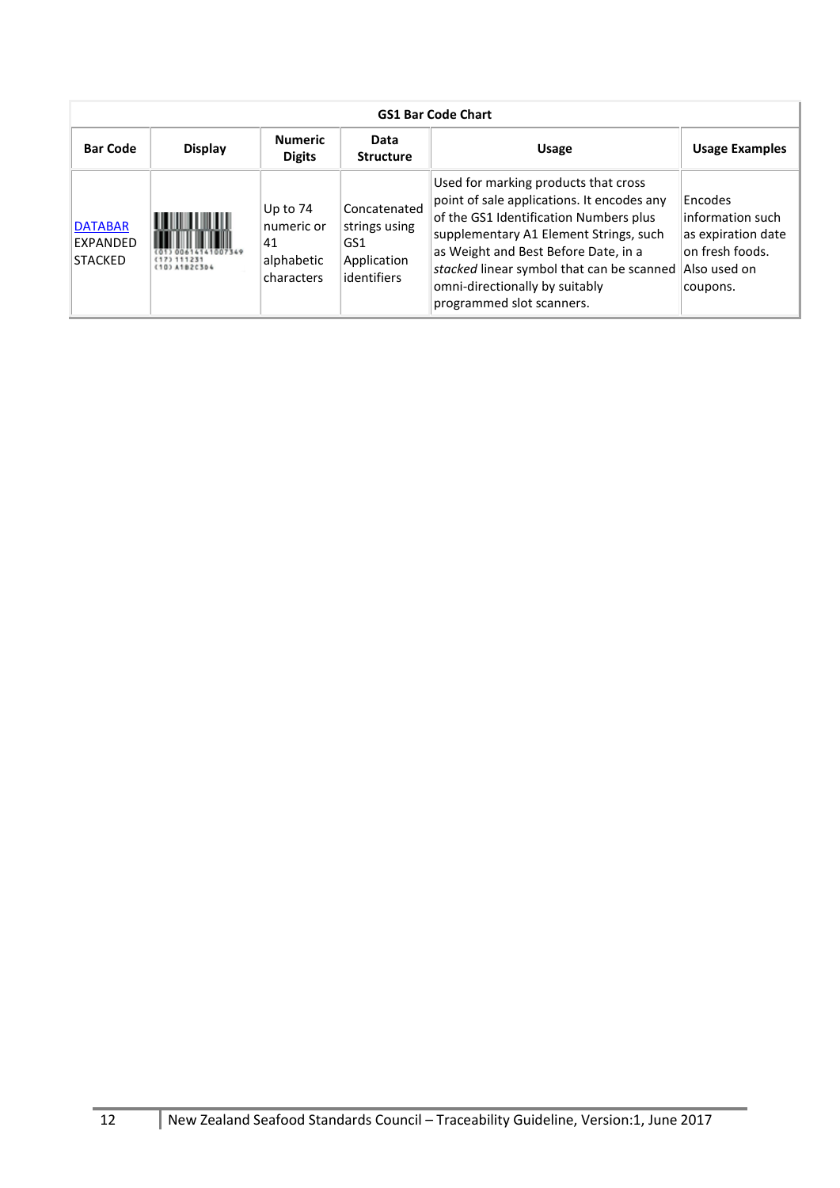| GS1 Bar Code Chart | | | | | |
|---|---|---|---|---|---|
| **Bar Code** | **Display** | **Numeric Digits** | **Data Structure** | **Usage** | **Usage Examples** |
| DATABAR EXPANDED STACKED | (01) 00614141007349 (17) 111231 (10) A1B2C3D4 | Up to 74 numeric or 41 alphabetic characters | Concatenated strings using GS1 Application identifiers | Used for marking products that cross point of sale applications. It encodes any of the GS1 Identification Numbers plus supplementary A1 Element Strings, such as Weight and Best Before Date, in a *stacked* linear symbol that can be scanned omni-directionally by suitably programmed slot scanners. | Encodes information such as expiration date on fresh foods. Also used on coupons. |